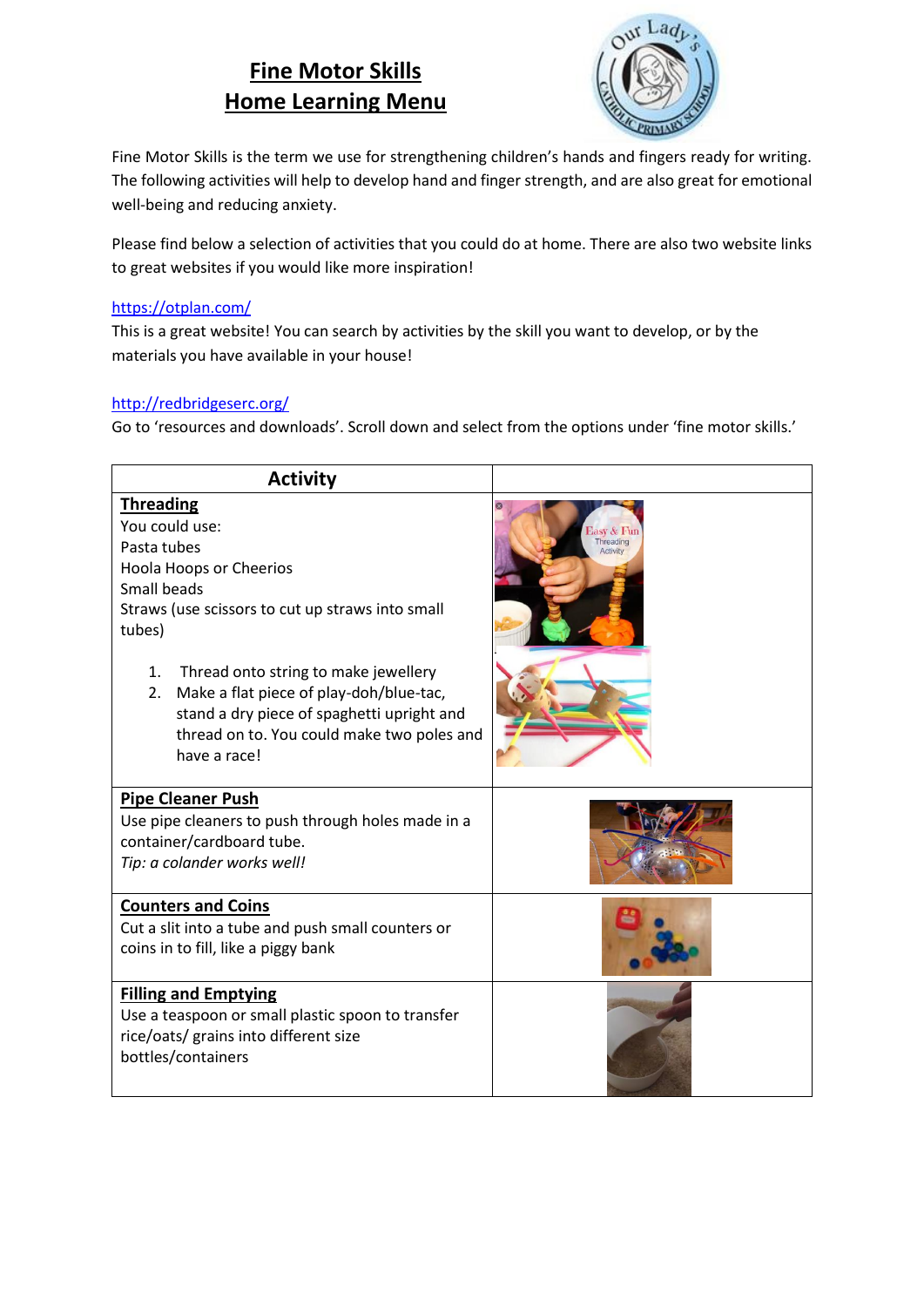# Fine Motor Skills
# Home Learning Menu

Fine Motor Skills is the term we use for strengthening children's hands and fingers ready for writing. The following activities will help to develop hand and finger strength, and are also great for emotional well-being and reducing anxiety.

Please find below a selection of activities that you could do at home. There are also two website links to great websites if you would like more inspiration!

https://otplan.com/
This is a great website! You can search by activities by the skill you want to develop, or by the materials you have available in your house!

http://redbridgeserc.org/
Go to 'resources and downloads'. Scroll down and select from the options under 'fine motor skills.'

| Activity | |
|---|---|
| **Threading**<br>You could use:<br>Pasta tubes<br>Hoola Hoops or Cheerios<br>Small beads<br>Straws (use scissors to cut up straws into small tubes)<br><br>1. Thread onto string to make jewellery<br>2. Make a flat piece of play-doh/blue-tac, stand a dry piece of spaghetti upright and thread on to. You could make two poles and have a race! | |
| **Pipe Cleaner Push**<br>Use pipe cleaners to push through holes made in a container/cardboard tube.<br>*Tip: a colander works well!* | |
| **Counters and Coins**<br>Cut a slit into a tube and push small counters or coins in to fill, like a piggy bank | |
| **Filling and Emptying**<br>Use a teaspoon or small plastic spoon to transfer rice/oats/ grains into different size bottles/containers | |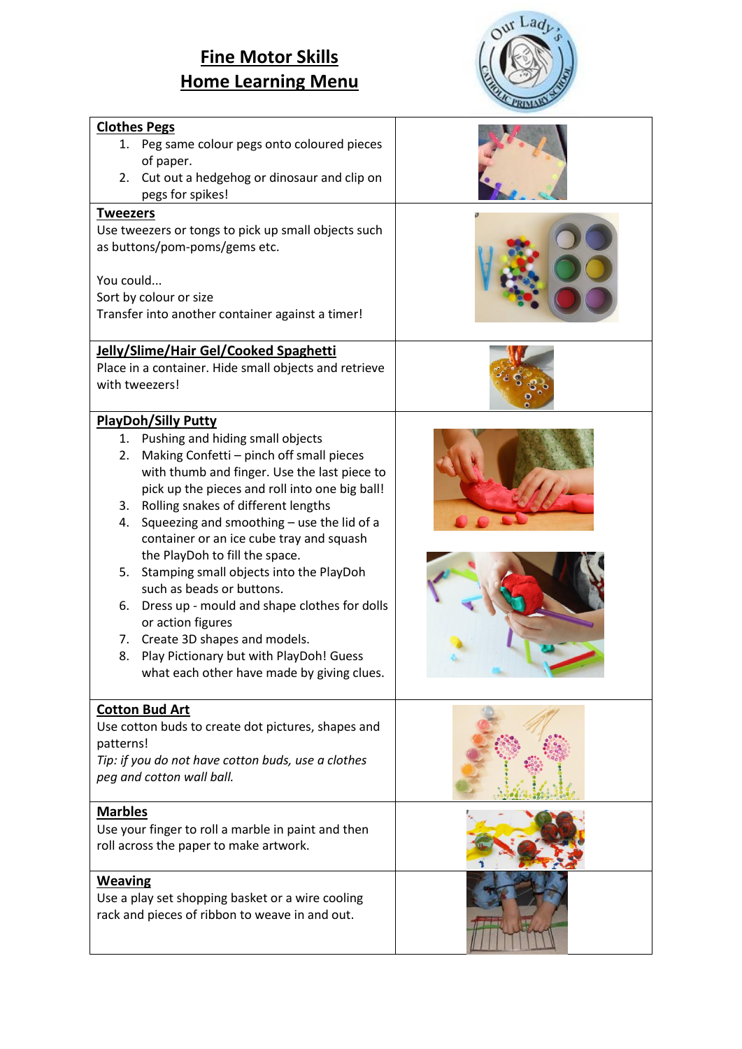# Fine Motor Skills
# Home Learning Menu

**Clothes Pegs**

1. Peg same colour pegs onto coloured pieces of paper.
2. Cut out a hedgehog or dinosaur and clip on pegs for spikes!

**Tweezers**

Use tweezers or tongs to pick up small objects such as buttons/pom-poms/gems etc.

You could...
Sort by colour or size
Transfer into another container against a timer!

**Jelly/Slime/Hair Gel/Cooked Spaghetti**

Place in a container. Hide small objects and retrieve with tweezers!

**PlayDoh/Silly Putty**

1. Pushing and hiding small objects
2. Making Confetti – pinch off small pieces with thumb and finger. Use the last piece to pick up the pieces and roll into one big ball!
3. Rolling snakes of different lengths
4. Squeezing and smoothing – use the lid of a container or an ice cube tray and squash the PlayDoh to fill the space.
5. Stamping small objects into the PlayDoh such as beads or buttons.
6. Dress up - mould and shape clothes for dolls or action figures
7. Create 3D shapes and models.
8. Play Pictionary but with PlayDoh! Guess what each other have made by giving clues.

**Cotton Bud Art**

Use cotton buds to create dot pictures, shapes and patterns!

*Tip: if you do not have cotton buds, use a clothes peg and cotton wall ball.*

**Marbles**

Use your finger to roll a marble in paint and then roll across the paper to make artwork.

**Weaving**

Use a play set shopping basket or a wire cooling rack and pieces of ribbon to weave in and out.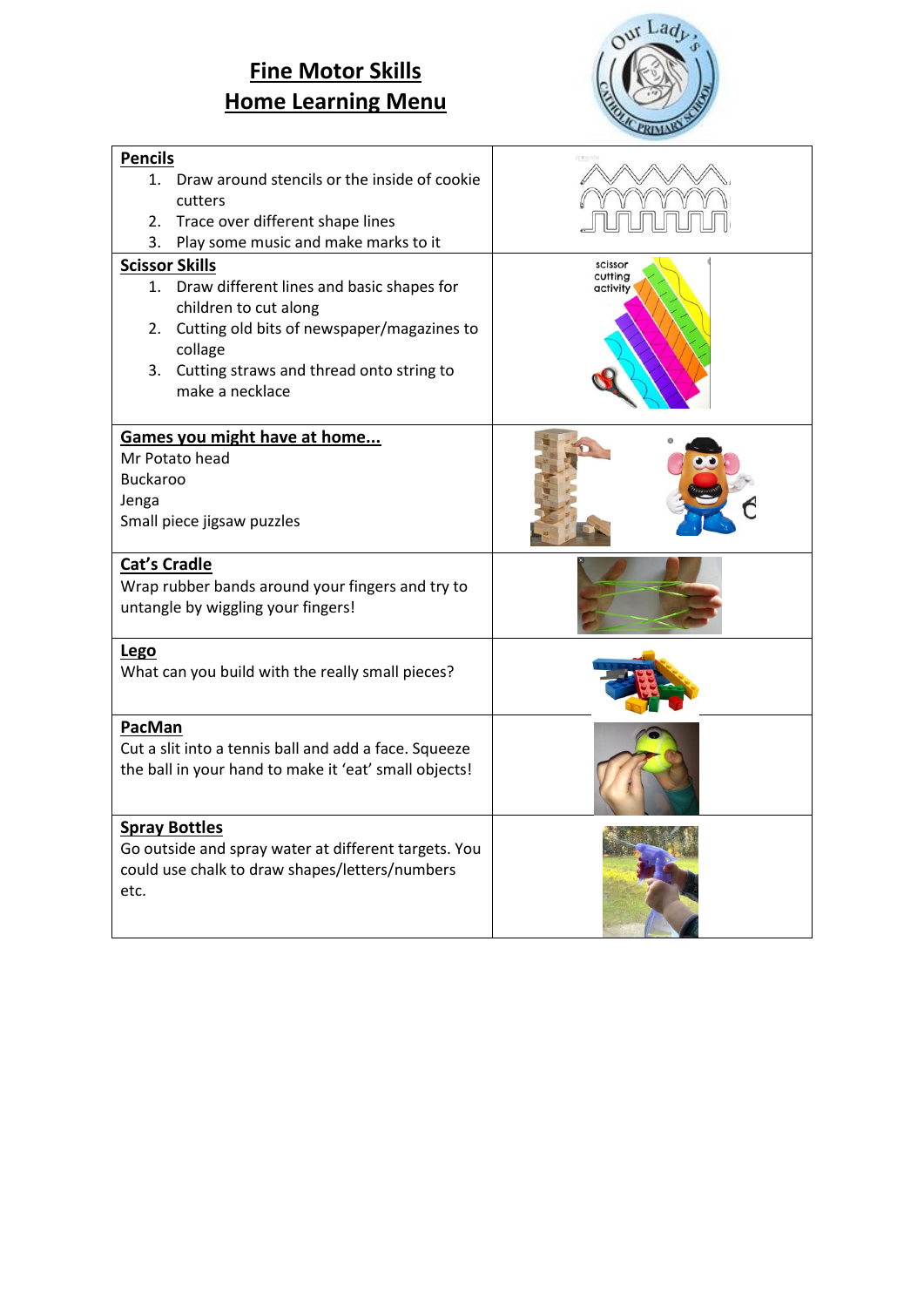# Fine Motor Skills
# Home Learning Menu

| | |
|---|---|
| **Pencils**<br>1. Draw around stencils or the inside of cookie cutters<br>2. Trace over different shape lines<br>3. Play some music and make marks to it | |
| **Scissor Skills**<br>1. Draw different lines and basic shapes for children to cut along<br>2. Cutting old bits of newspaper/magazines to collage<br>3. Cutting straws and thread onto string to make a necklace | scissor cutting activity |
| **Games you might have at home...**<br>Mr Potato head<br>Buckaroo<br>Jenga<br>Small piece jigsaw puzzles | |
| **Cat's Cradle**<br>Wrap rubber bands around your fingers and try to untangle by wiggling your fingers! | |
| **Lego**<br>What can you build with the really small pieces? | |
| **PacMan**<br>Cut a slit into a tennis ball and add a face. Squeeze the ball in your hand to make it 'eat' small objects! | |
| **Spray Bottles**<br>Go outside and spray water at different targets. You could use chalk to draw shapes/letters/numbers etc. | |